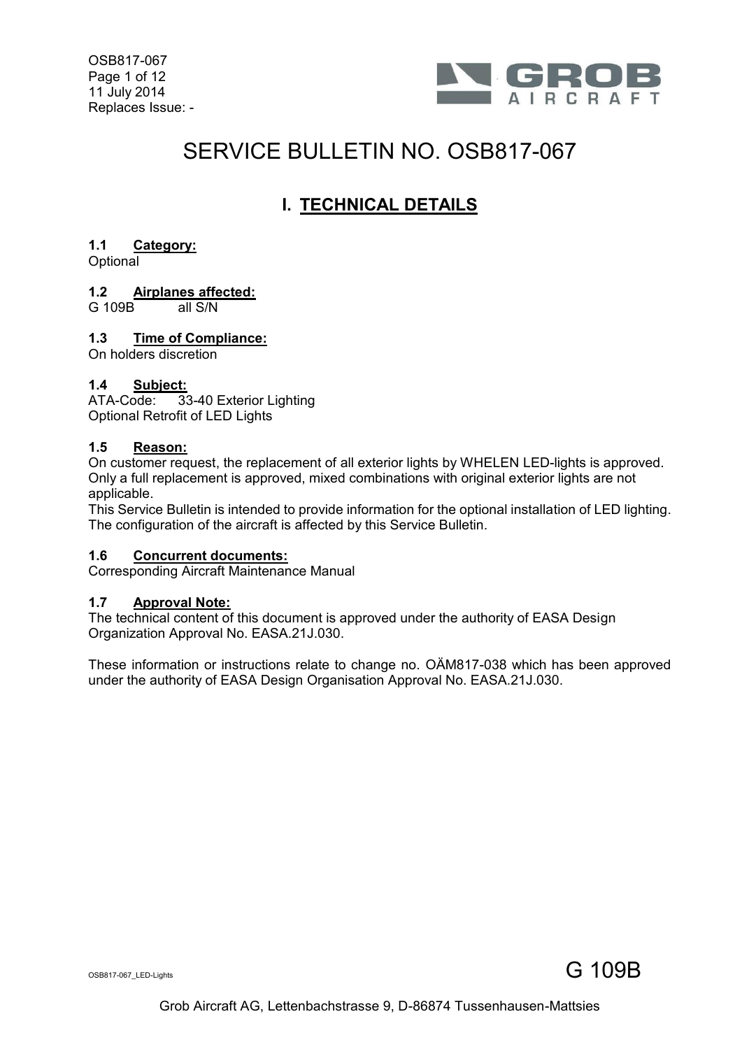OSB817-067
11 July 2014
Replaces Issue: -

# SERVICE BULLETIN NO. OSB817-067

## I. TECHNICAL DETAILS

### 1.1 Category:
Optional

### 1.2 Airplanes affected:
G 109B all S/N

### 1.3 Time of Compliance:
On holders discretion

### 1.4 Subject:
ATA-Code: 33-40 Exterior Lighting
Optional Retrofit of LED Lights

### 1.5 Reason:
On customer request, the replacement of all exterior lights by WHELEN LED-lights is approved. Only a full replacement is approved, mixed combinations with original exterior lights are not applicable.
This Service Bulletin is intended to provide information for the optional installation of LED lighting. The configuration of the aircraft is affected by this Service Bulletin.

### 1.6 Concurrent documents:
Corresponding Aircraft Maintenance Manual

### 1.7 Approval Note:
The technical content of this document is approved under the authority of EASA Design Organization Approval No. EASA.21J.030.

These information or instructions relate to change no. OÄM817-038 which has been approved under the authority of EASA Design Organisation Approval No. EASA.21J.030.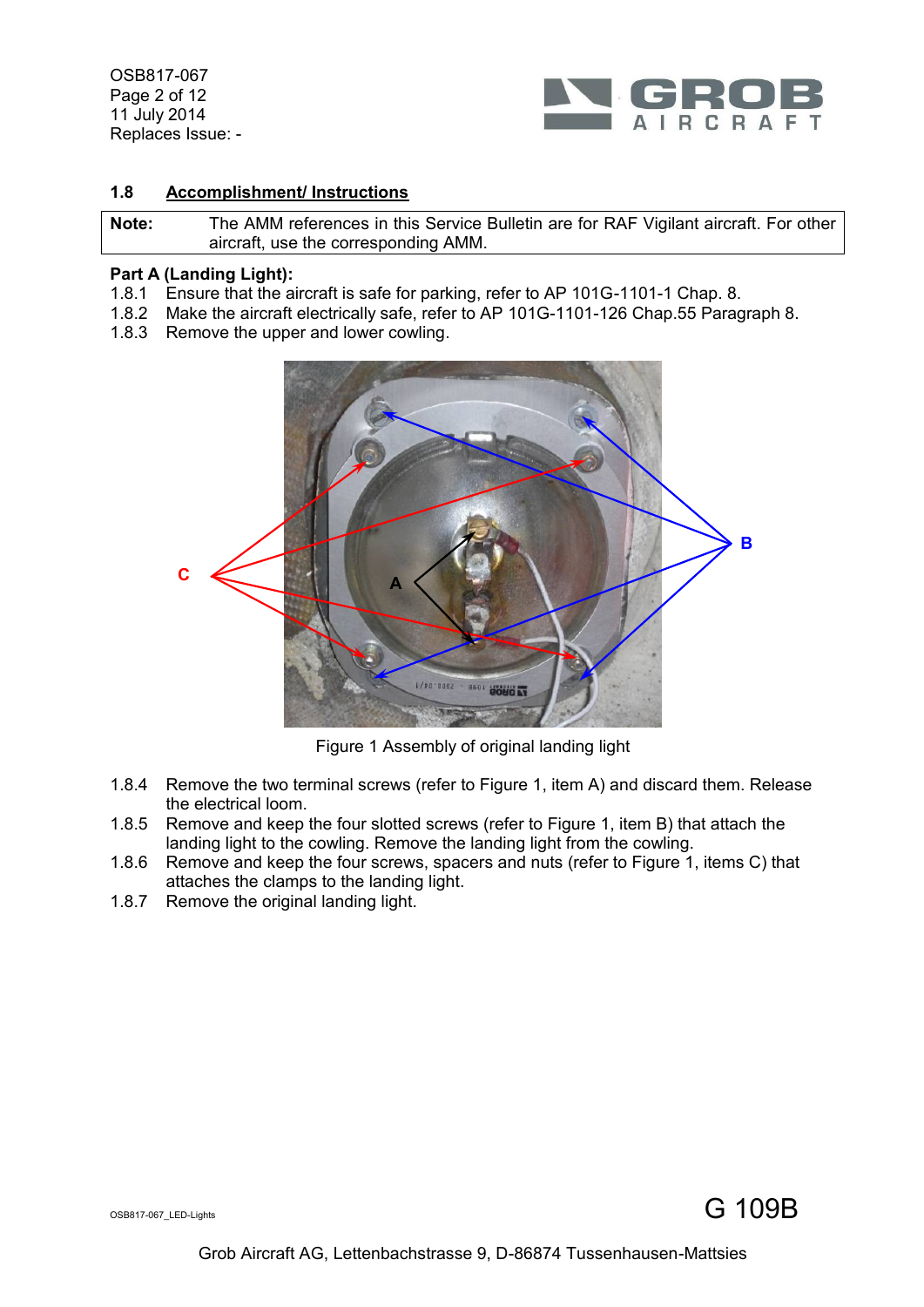## 1.8 Accomplishment/ Instructions

| Note: | The AMM references in this Service Bulletin are for RAF Vigilant aircraft. For other aircraft, use the corresponding AMM. |
|---|---|

**Part A (Landing Light):**

1.8.1 Ensure that the aircraft is safe for parking, refer to AP 101G-1101-1 Chap. 8.

1.8.2 Make the aircraft electrically safe, refer to AP 101G-1101-126 Chap.55 Paragraph 8.

1.8.3 Remove the upper and lower cowling.

Figure 1 Assembly of original landing light

1.8.4 Remove the two terminal screws (refer to Figure 1, item A) and discard them. Release the electrical loom.

1.8.5 Remove and keep the four slotted screws (refer to Figure 1, item B) that attach the landing light to the cowling. Remove the landing light from the cowling.

1.8.6 Remove and keep the four screws, spacers and nuts (refer to Figure 1, items C) that attaches the clamps to the landing light.

1.8.7 Remove the original landing light.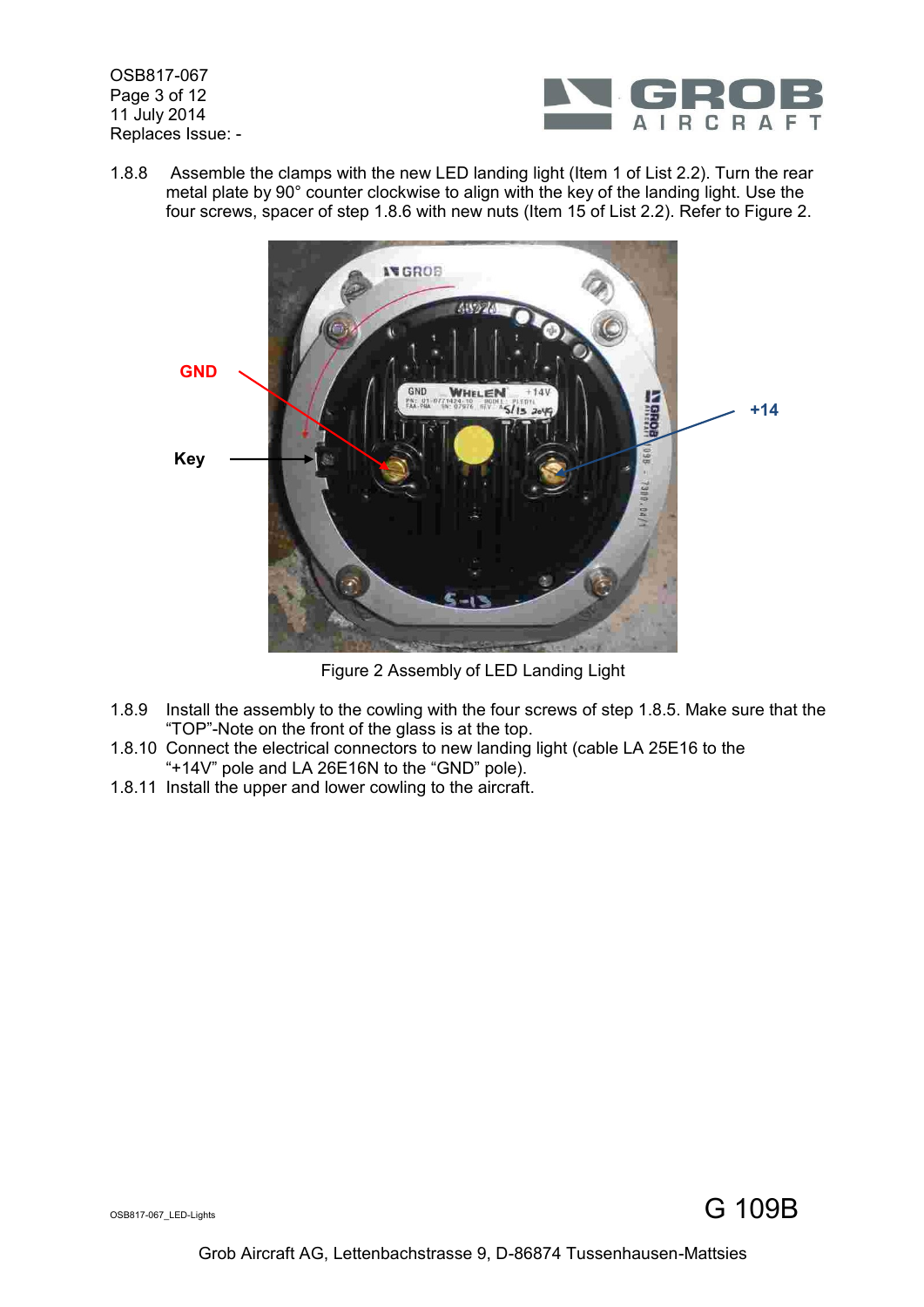1.8.8 Assemble the clamps with the new LED landing light (Item 1 of List 2.2). Turn the rear metal plate by 90° counter clockwise to align with the key of the landing light. Use the four screws, spacer of step 1.8.6 with new nuts (Item 15 of List 2.2). Refer to Figure 2.

Figure 2 Assembly of LED Landing Light

1.8.9 Install the assembly to the cowling with the four screws of step 1.8.5. Make sure that the “TOP”-Note on the front of the glass is at the top.

1.8.10 Connect the electrical connectors to new landing light (cable LA 25E16 to the “+14V” pole and LA 26E16N to the “GND” pole).

1.8.11 Install the upper and lower cowling to the aircraft.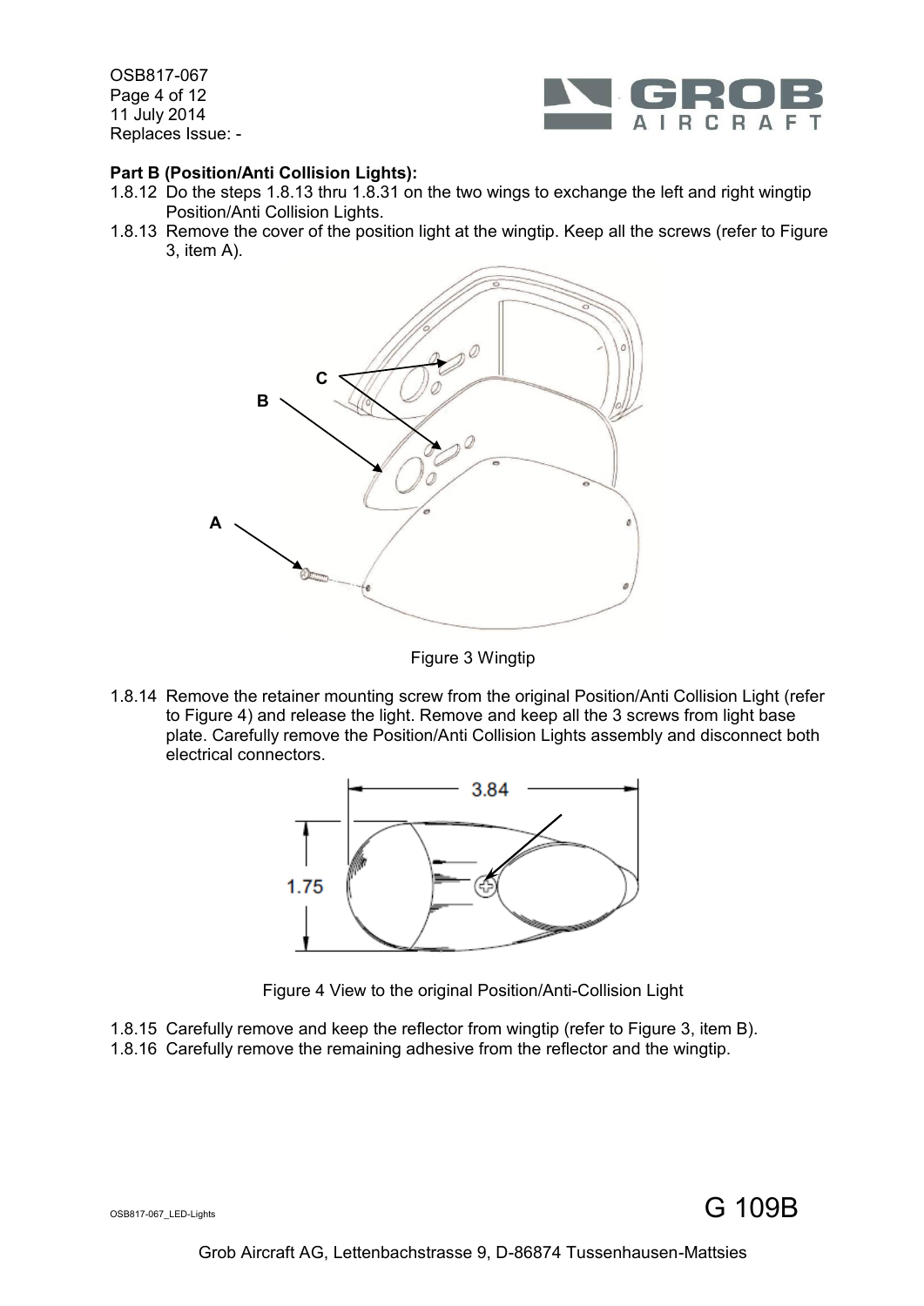**Part B (Position/Anti Collision Lights):**

1.8.12 Do the steps 1.8.13 thru 1.8.31 on the two wings to exchange the left and right wingtip Position/Anti Collision Lights.

1.8.13 Remove the cover of the position light at the wingtip. Keep all the screws (refer to Figure 3, item A).

Figure 3 Wingtip

1.8.14 Remove the retainer mounting screw from the original Position/Anti Collision Light (refer to Figure 4) and release the light. Remove and keep all the 3 screws from light base plate. Carefully remove the Position/Anti Collision Lights assembly and disconnect both electrical connectors.

Figure 4 View to the original Position/Anti-Collision Light

1.8.15 Carefully remove and keep the reflector from wingtip (refer to Figure 3, item B).

1.8.16 Carefully remove the remaining adhesive from the reflector and the wingtip.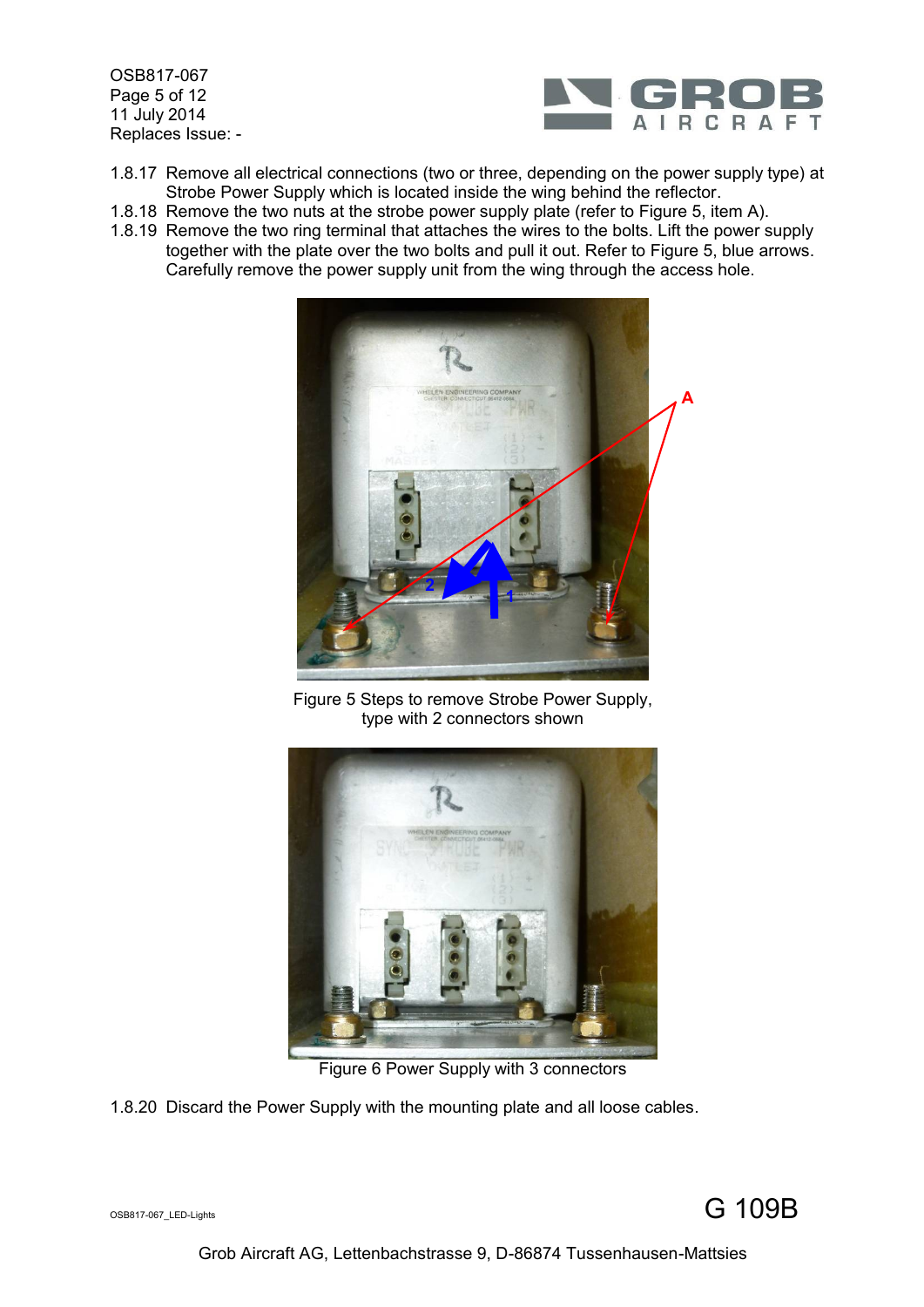1.8.17 Remove all electrical connections (two or three, depending on the power supply type) at Strobe Power Supply which is located inside the wing behind the reflector.

1.8.18 Remove the two nuts at the strobe power supply plate (refer to Figure 5, item A).

1.8.19 Remove the two ring terminal that attaches the wires to the bolts. Lift the power supply together with the plate over the two bolts and pull it out. Refer to Figure 5, blue arrows. Carefully remove the power supply unit from the wing through the access hole.

Figure 5 Steps to remove Strobe Power Supply, type with 2 connectors shown

Figure 6 Power Supply with 3 connectors

1.8.20 Discard the Power Supply with the mounting plate and all loose cables.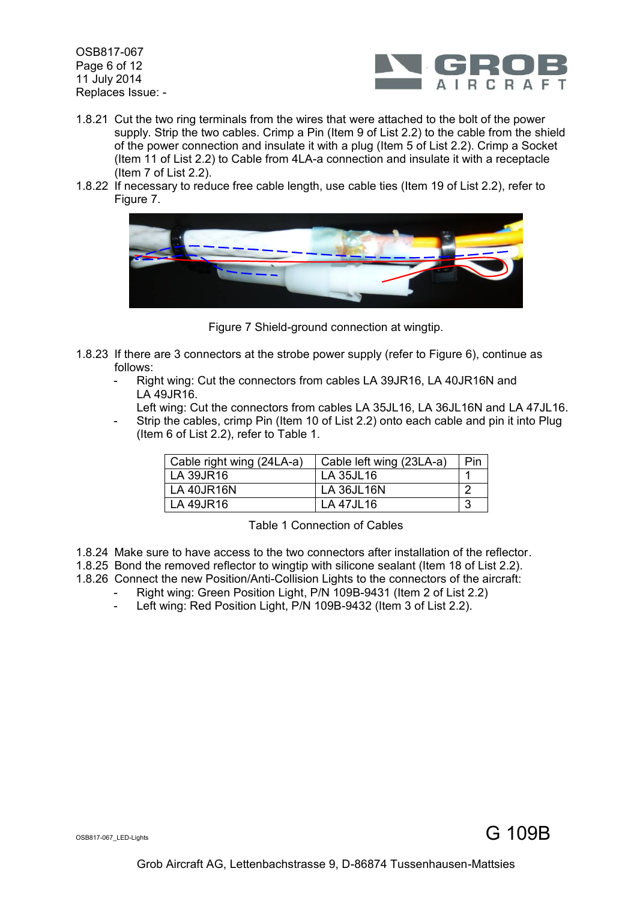1.8.21 Cut the two ring terminals from the wires that were attached to the bolt of the power supply. Strip the two cables. Crimp a Pin (Item 9 of List 2.2) to the cable from the shield of the power connection and insulate it with a plug (Item 5 of List 2.2). Crimp a Socket (Item 11 of List 2.2) to Cable from 4LA-a connection and insulate it with a receptacle (Item 7 of List 2.2).

1.8.22 If necessary to reduce free cable length, use cable ties (Item 19 of List 2.2), refer to Figure 7.

Figure 7 Shield-ground connection at wingtip.

1.8.23 If there are 3 connectors at the strobe power supply (refer to Figure 6), continue as follows:

- Right wing: Cut the connectors from cables LA 39JR16, LA 40JR16N and LA 49JR16.
  Left wing: Cut the connectors from cables LA 35JL16, LA 36JL16N and LA 47JL16.
- Strip the cables, crimp Pin (Item 10 of List 2.2) onto each cable and pin it into Plug (Item 6 of List 2.2), refer to Table 1.

| Cable right wing (24LA-a) | Cable left wing (23LA-a) | Pin |
|---|---|---|
| LA 39JR16 | LA 35JL16 | 1 |
| LA 40JR16N | LA 36JL16N | 2 |
| LA 49JR16 | LA 47JL16 | 3 |

Table 1 Connection of Cables

1.8.24 Make sure to have access to the two connectors after installation of the reflector.

1.8.25 Bond the removed reflector to wingtip with silicone sealant (Item 18 of List 2.2).

1.8.26 Connect the new Position/Anti-Collision Lights to the connectors of the aircraft:

- Right wing: Green Position Light, P/N 109B-9431 (Item 2 of List 2.2)
- Left wing: Red Position Light, P/N 109B-9432 (Item 3 of List 2.2).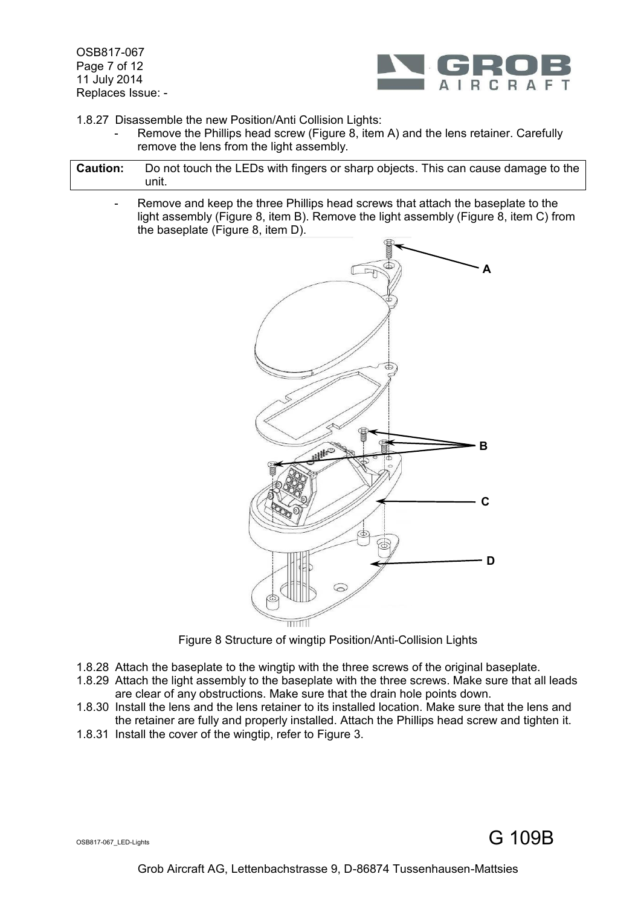1.8.27 Disassemble the new Position/Anti Collision Lights:

- Remove the Phillips head screw (Figure 8, item A) and the lens retainer. Carefully remove the lens from the light assembly.

| **Caution:** | Do not touch the LEDs with fingers or sharp objects. This can cause damage to the unit. |
|---|---|

- Remove and keep the three Phillips head screws that attach the baseplate to the light assembly (Figure 8, item B). Remove the light assembly (Figure 8, item C) from the baseplate (Figure 8, item D).

Figure 8 Structure of wingtip Position/Anti-Collision Lights

1.8.28 Attach the baseplate to the wingtip with the three screws of the original baseplate.

1.8.29 Attach the light assembly to the baseplate with the three screws. Make sure that all leads are clear of any obstructions. Make sure that the drain hole points down.

1.8.30 Install the lens and the lens retainer to its installed location. Make sure that the lens and the retainer are fully and properly installed. Attach the Phillips head screw and tighten it.

1.8.31 Install the cover of the wingtip, refer to Figure 3.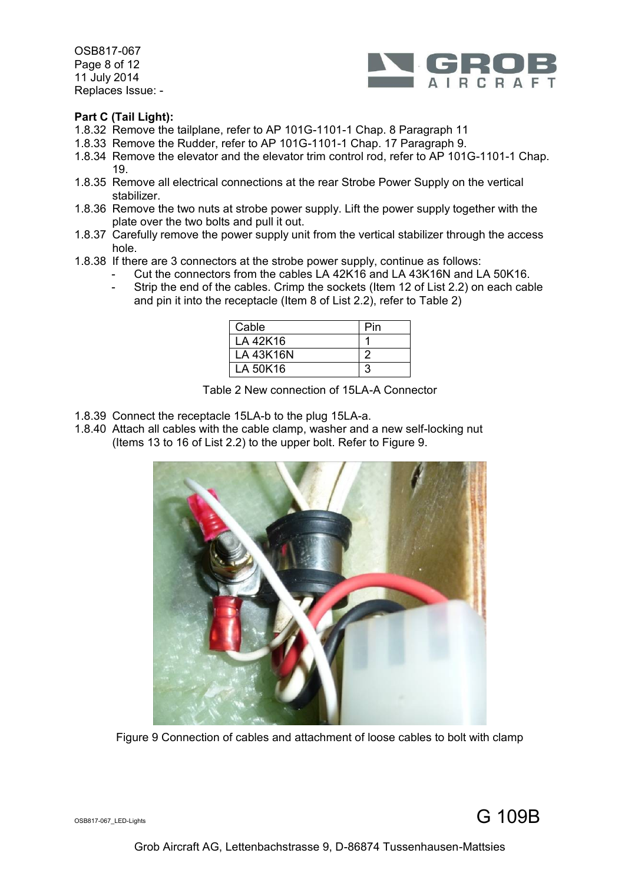**Part C (Tail Light):**

1.8.32 Remove the tailplane, refer to AP 101G-1101-1 Chap. 8 Paragraph 11

1.8.33 Remove the Rudder, refer to AP 101G-1101-1 Chap. 17 Paragraph 9.

1.8.34 Remove the elevator and the elevator trim control rod, refer to AP 101G-1101-1 Chap. 19.

1.8.35 Remove all electrical connections at the rear Strobe Power Supply on the vertical stabilizer.

1.8.36 Remove the two nuts at strobe power supply. Lift the power supply together with the plate over the two bolts and pull it out.

1.8.37 Carefully remove the power supply unit from the vertical stabilizer through the access hole.

1.8.38 If there are 3 connectors at the strobe power supply, continue as follows:

- Cut the connectors from the cables LA 42K16 and LA 43K16N and LA 50K16.
- Strip the end of the cables. Crimp the sockets (Item 12 of List 2.2) on each cable and pin it into the receptacle (Item 8 of List 2.2), refer to Table 2)

| Cable | Pin |
|---|---|
| LA 42K16 | 1 |
| LA 43K16N | 2 |
| LA 50K16 | 3 |

Table 2 New connection of 15LA-A Connector

1.8.39 Connect the receptacle 15LA-b to the plug 15LA-a.

1.8.40 Attach all cables with the cable clamp, washer and a new self-locking nut (Items 13 to 16 of List 2.2) to the upper bolt. Refer to Figure 9.

Figure 9 Connection of cables and attachment of loose cables to bolt with clamp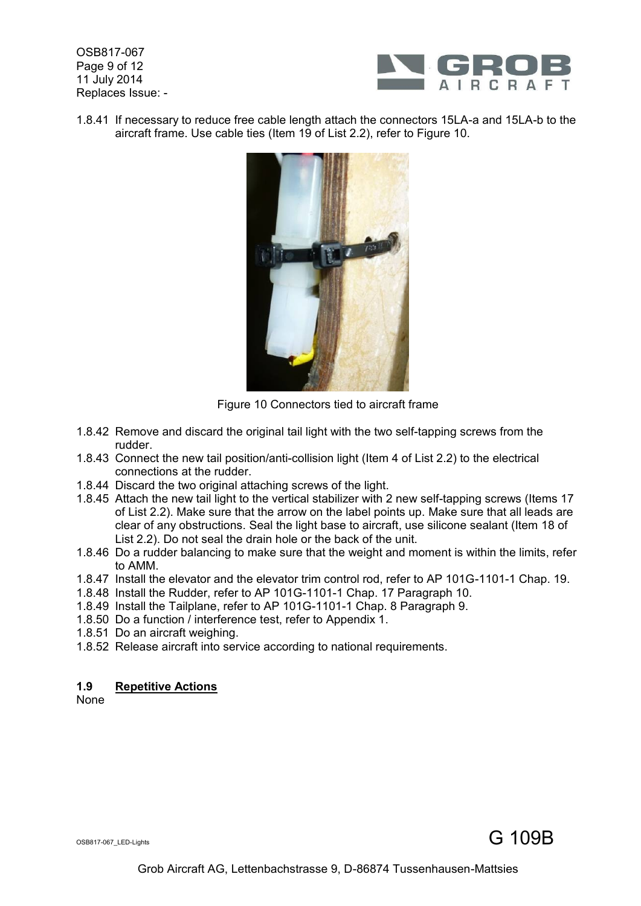1.8.41 If necessary to reduce free cable length attach the connectors 15LA-a and 15LA-b to the aircraft frame. Use cable ties (Item 19 of List 2.2), refer to Figure 10.

Figure 10 Connectors tied to aircraft frame

1.8.42 Remove and discard the original tail light with the two self-tapping screws from the rudder.
1.8.43 Connect the new tail position/anti-collision light (Item 4 of List 2.2) to the electrical connections at the rudder.
1.8.44 Discard the two original attaching screws of the light.
1.8.45 Attach the new tail light to the vertical stabilizer with 2 new self-tapping screws (Items 17 of List 2.2). Make sure that the arrow on the label points up. Make sure that all leads are clear of any obstructions. Seal the light base to aircraft, use silicone sealant (Item 18 of List 2.2). Do not seal the drain hole or the back of the unit.
1.8.46 Do a rudder balancing to make sure that the weight and moment is within the limits, refer to AMM.
1.8.47 Install the elevator and the elevator trim control rod, refer to AP 101G-1101-1 Chap. 19.
1.8.48 Install the Rudder, refer to AP 101G-1101-1 Chap. 17 Paragraph 10.
1.8.49 Install the Tailplane, refer to AP 101G-1101-1 Chap. 8 Paragraph 9.
1.8.50 Do a function / interference test, refer to Appendix 1.
1.8.51 Do an aircraft weighing.
1.8.52 Release aircraft into service according to national requirements.

## 1.9 Repetitive Actions

None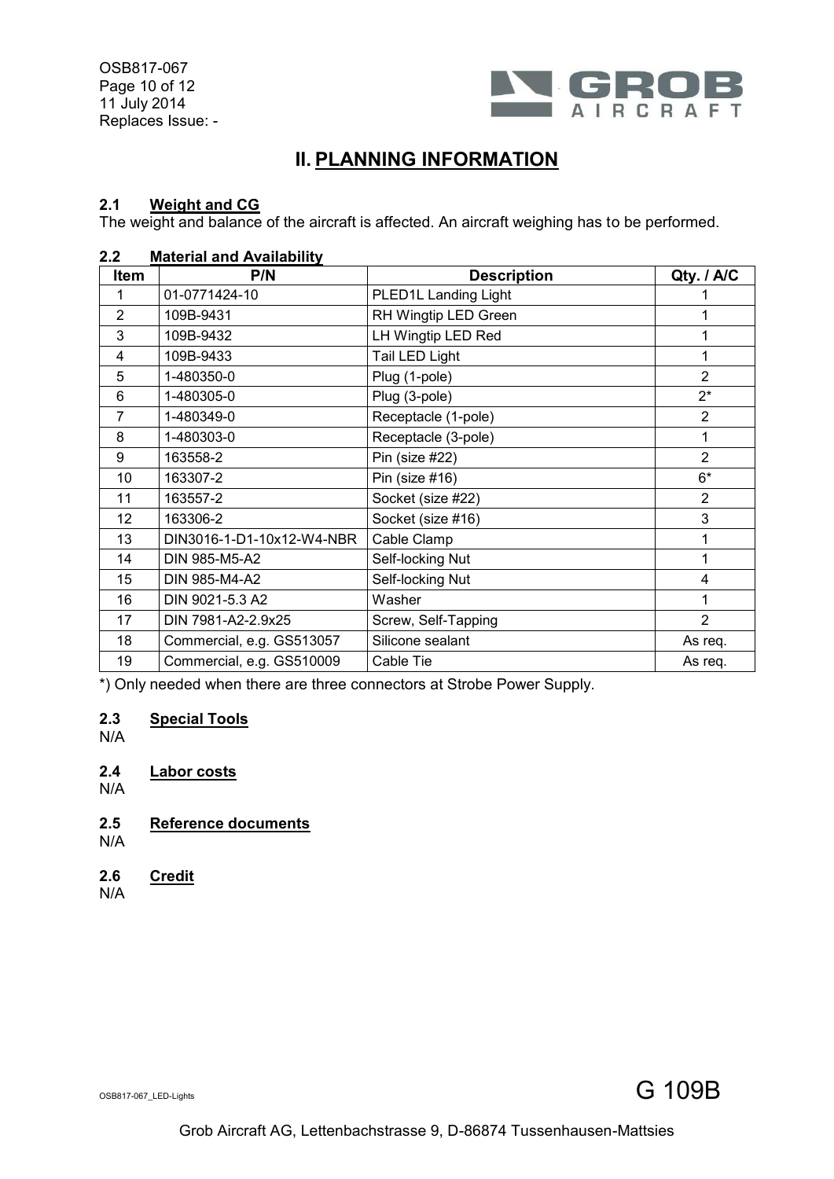# II. PLANNING INFORMATION

## 2.1 Weight and CG

The weight and balance of the aircraft is affected. An aircraft weighing has to be performed.

## 2.2 Material and Availability

| Item | P/N | Description | Qty. / A/C |
|---|---|---|---|
| 1 | 01-0771424-10 | PLED1L Landing Light | 1 |
| 2 | 109B-9431 | RH Wingtip LED Green | 1 |
| 3 | 109B-9432 | LH Wingtip LED Red | 1 |
| 4 | 109B-9433 | Tail LED Light | 1 |
| 5 | 1-480350-0 | Plug (1-pole) | 2 |
| 6 | 1-480305-0 | Plug (3-pole) | 2* |
| 7 | 1-480349-0 | Receptacle (1-pole) | 2 |
| 8 | 1-480303-0 | Receptacle (3-pole) | 1 |
| 9 | 163558-2 | Pin (size #22) | 2 |
| 10 | 163307-2 | Pin (size #16) | 6* |
| 11 | 163557-2 | Socket (size #22) | 2 |
| 12 | 163306-2 | Socket (size #16) | 3 |
| 13 | DIN3016-1-D1-10x12-W4-NBR | Cable Clamp | 1 |
| 14 | DIN 985-M5-A2 | Self-locking Nut | 1 |
| 15 | DIN 985-M4-A2 | Self-locking Nut | 4 |
| 16 | DIN 9021-5.3 A2 | Washer | 1 |
| 17 | DIN 7981-A2-2.9x25 | Screw, Self-Tapping | 2 |
| 18 | Commercial, e.g. GS513057 | Silicone sealant | As req. |
| 19 | Commercial, e.g. GS510009 | Cable Tie | As req. |

*) Only needed when there are three connectors at Strobe Power Supply.

## 2.3 Special Tools

N/A

## 2.4 Labor costs

N/A

## 2.5 Reference documents

N/A

## 2.6 Credit

N/A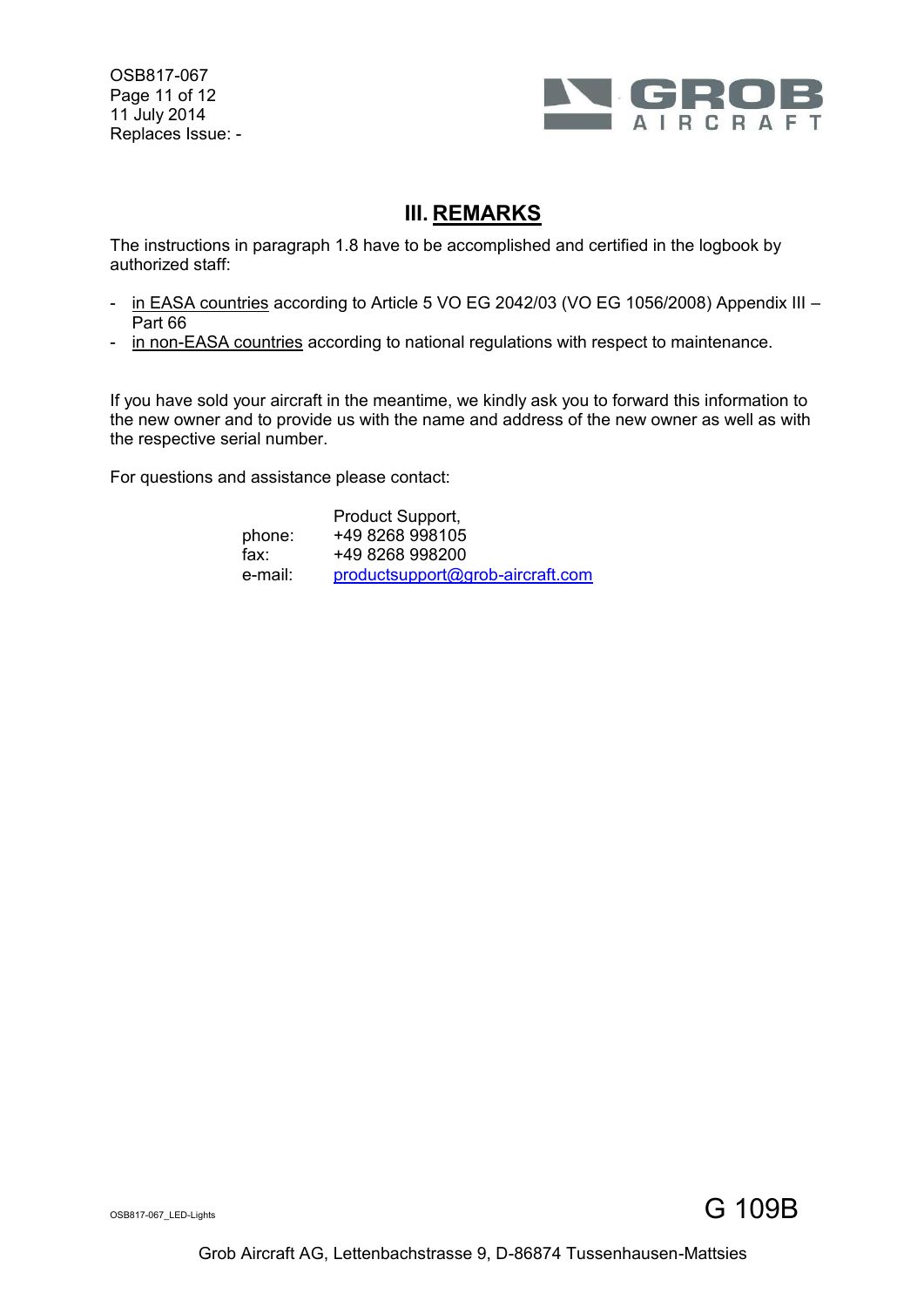## III. REMARKS

The instructions in paragraph 1.8 have to be accomplished and certified in the logbook by authorized staff:

- in EASA countries according to Article 5 VO EG 2042/03 (VO EG 1056/2008) Appendix III – Part 66
- in non-EASA countries according to national regulations with respect to maintenance.

If you have sold your aircraft in the meantime, we kindly ask you to forward this information to the new owner and to provide us with the name and address of the new owner as well as with the respective serial number.

For questions and assistance please contact:

|  | Product Support, |
|---|---|
| phone: | +49 8268 998105 |
| fax: | +49 8268 998200 |
| e-mail: | productsupport@grob-aircraft.com |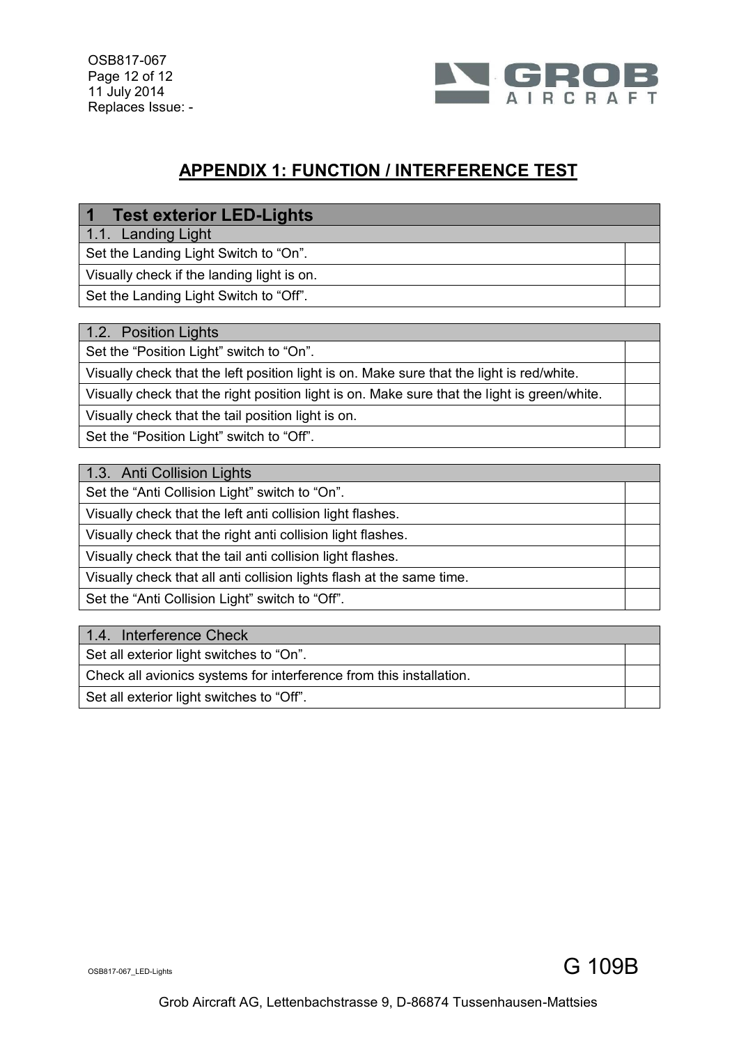## APPENDIX 1: FUNCTION / INTERFERENCE TEST

| 1 Test exterior LED-Lights | |
|---|---|
| 1.1. Landing Light | |
| Set the Landing Light Switch to “On”. | |
| Visually check if the landing light is on. | |
| Set the Landing Light Switch to “Off”. | |

| 1.2. Position Lights | |
|---|---|
| Set the “Position Light” switch to “On”. | |
| Visually check that the left position light is on. Make sure that the light is red/white. | |
| Visually check that the right position light is on. Make sure that the light is green/white. | |
| Visually check that the tail position light is on. | |
| Set the “Position Light” switch to “Off”. | |

| 1.3. Anti Collision Lights | |
|---|---|
| Set the “Anti Collision Light” switch to “On”. | |
| Visually check that the left anti collision light flashes. | |
| Visually check that the right anti collision light flashes. | |
| Visually check that the tail anti collision light flashes. | |
| Visually check that all anti collision lights flash at the same time. | |
| Set the “Anti Collision Light” switch to “Off”. | |

| 1.4. Interference Check | |
|---|---|
| Set all exterior light switches to “On”. | |
| Check all avionics systems for interference from this installation. | |
| Set all exterior light switches to “Off”. | |